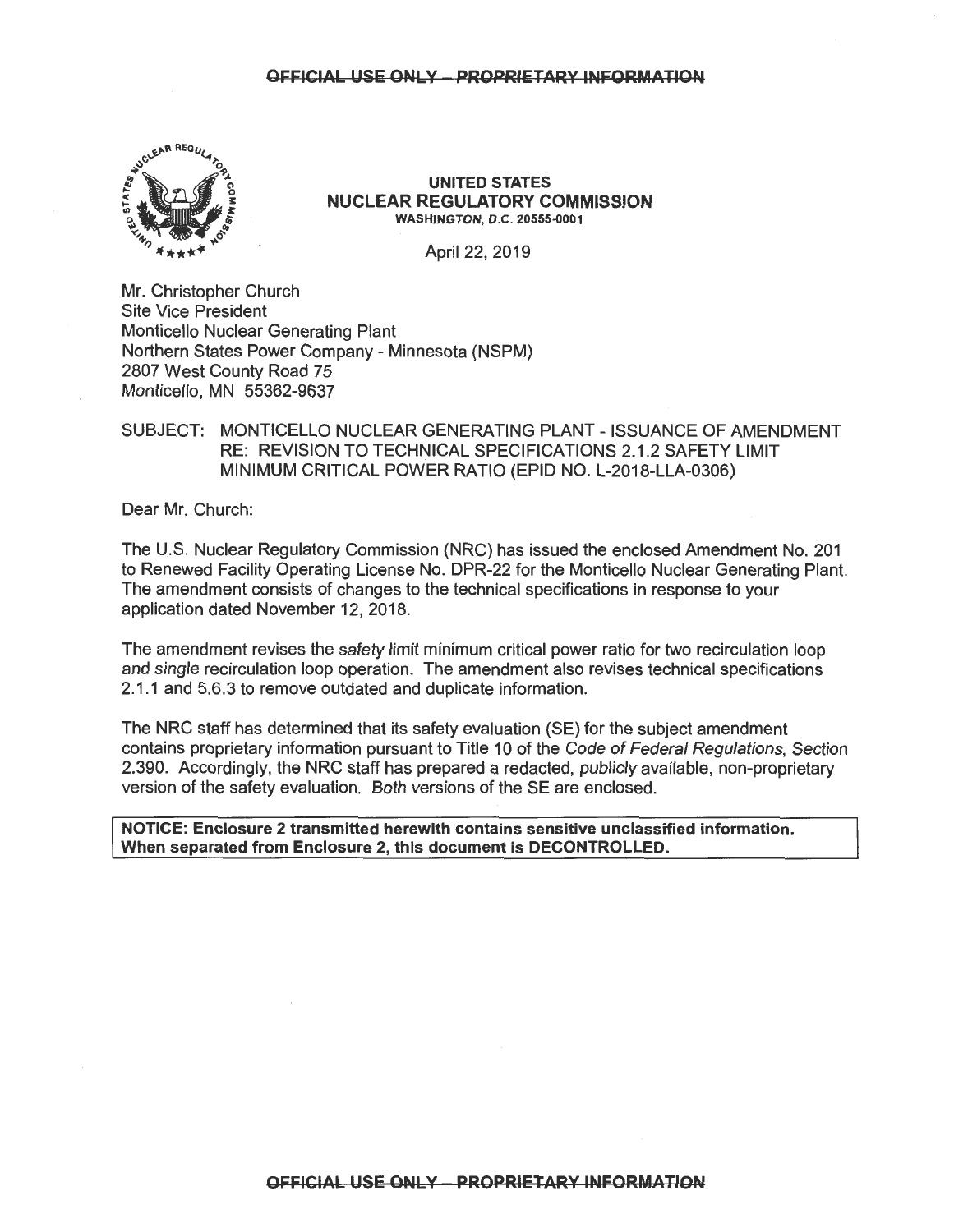~~OFFICIAL USE ONLY – PROPRIETARY INFORMATION~~

**UNITED STATES**
**NUCLEAR REGULATORY COMMISSION**
WASHINGTON, D.C. 20555-0001

April 22, 2019

Mr. Christopher Church
Site Vice President
Monticello Nuclear Generating Plant
Northern States Power Company - Minnesota (NSPM)
2807 West County Road 75
Monticello, MN 55362-9637

SUBJECT: MONTICELLO NUCLEAR GENERATING PLANT - ISSUANCE OF AMENDMENT RE: REVISION TO TECHNICAL SPECIFICATIONS 2.1.2 SAFETY LIMIT MINIMUM CRITICAL POWER RATIO (EPID NO. L-2018-LLA-0306)

Dear Mr. Church:

The U.S. Nuclear Regulatory Commission (NRC) has issued the enclosed Amendment No. 201 to Renewed Facility Operating License No. DPR-22 for the Monticello Nuclear Generating Plant. The amendment consists of changes to the technical specifications in response to your application dated November 12, 2018.

The amendment revises the safety limit minimum critical power ratio for two recirculation loop and single recirculation loop operation. The amendment also revises technical specifications 2.1.1 and 5.6.3 to remove outdated and duplicate information.

The NRC staff has determined that its safety evaluation (SE) for the subject amendment contains proprietary information pursuant to Title 10 of the *Code of Federal Regulations*, Section 2.390. Accordingly, the NRC staff has prepared a redacted, publicly available, non-proprietary version of the safety evaluation. Both versions of the SE are enclosed.

**NOTICE: Enclosure 2 transmitted herewith contains sensitive unclassified information. When separated from Enclosure 2, this document is DECONTROLLED.**

~~OFFICIAL USE ONLY – PROPRIETARY INFORMATION~~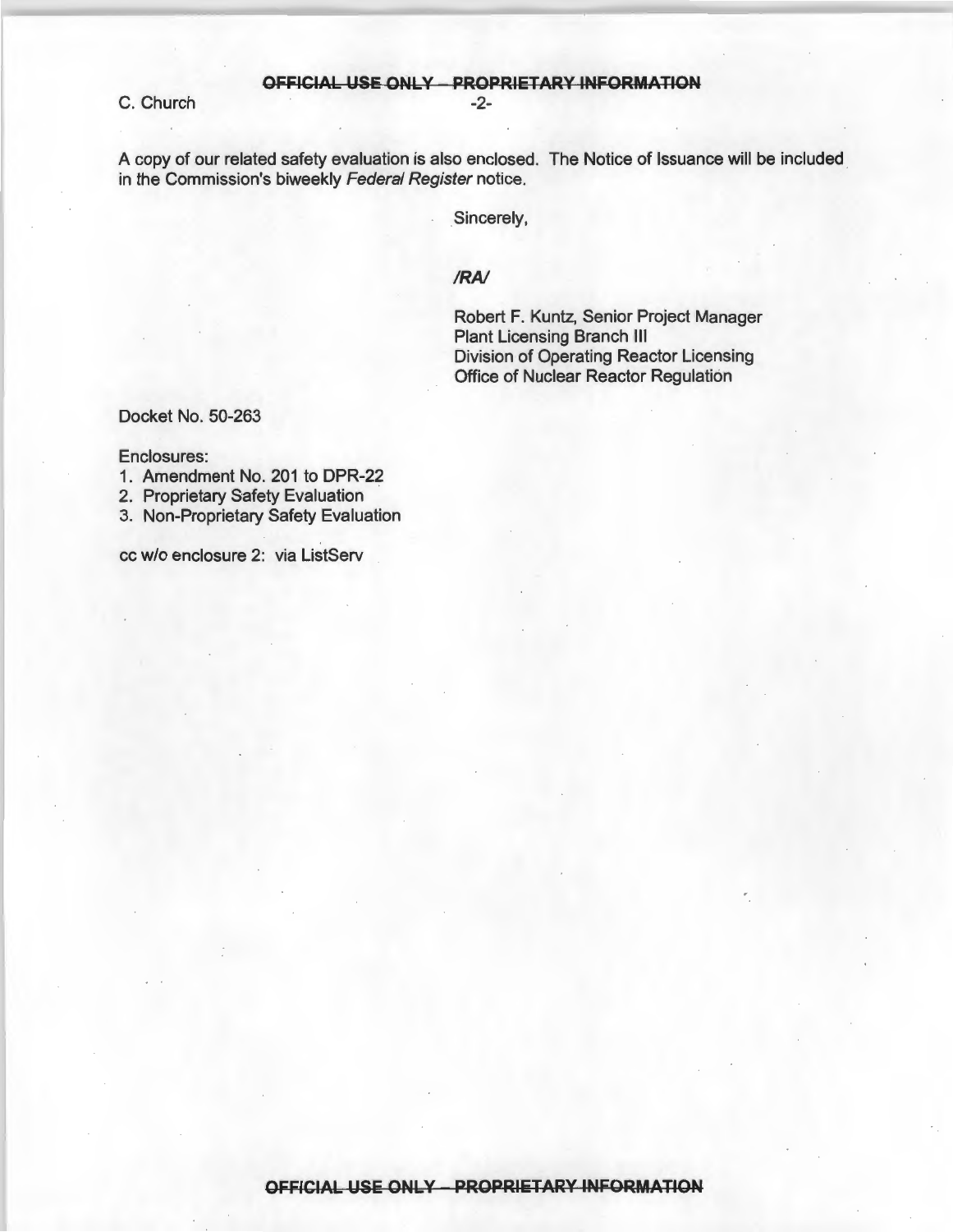A copy of our related safety evaluation is also enclosed. The Notice of Issuance will be included in the Commission's biweekly *Federal Register* notice.

Sincerely,

*/RA/*

Robert F. Kuntz, Senior Project Manager
Plant Licensing Branch III
Division of Operating Reactor Licensing
Office of Nuclear Reactor Regulation

Docket No. 50-263

Enclosures:

1. Amendment No. 201 to DPR-22
2. Proprietary Safety Evaluation
3. Non-Proprietary Safety Evaluation

cc w/o enclosure 2: via ListServ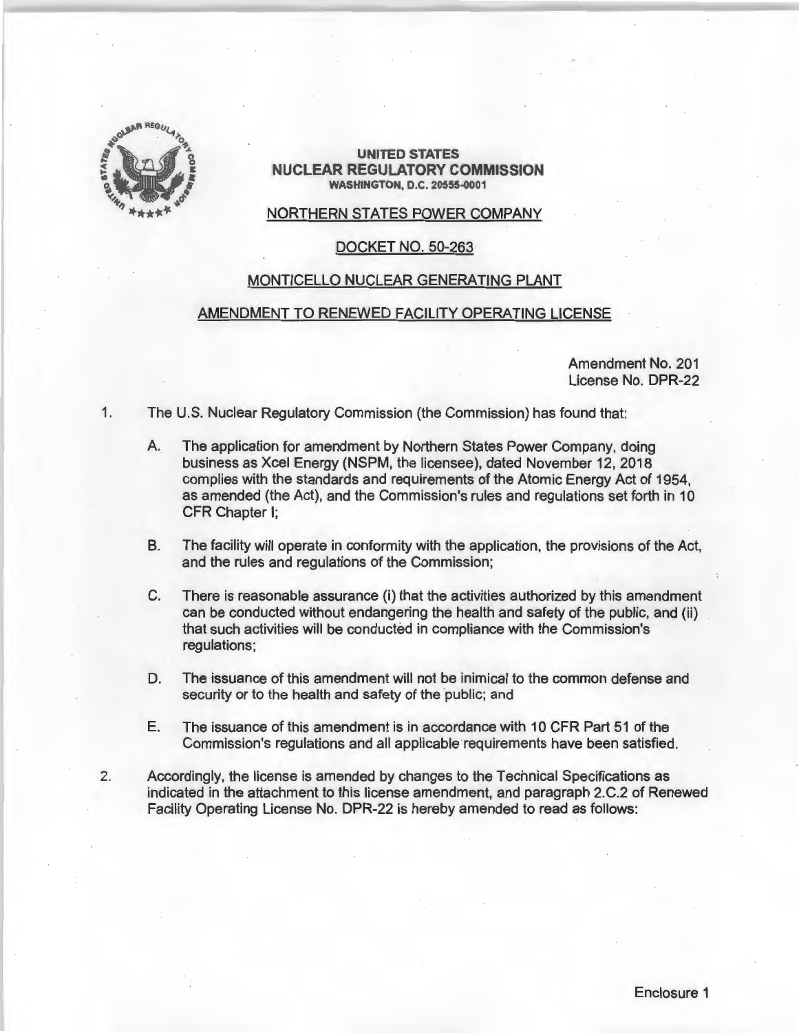**UNITED STATES**
**NUCLEAR REGULATORY COMMISSION**
**WASHINGTON, D.C. 20555-0001**

NORTHERN STATES POWER COMPANY

DOCKET NO. 50-263

MONTICELLO NUCLEAR GENERATING PLANT

AMENDMENT TO RENEWED FACILITY OPERATING LICENSE

Amendment No. 201
License No. DPR-22

1. The U.S. Nuclear Regulatory Commission (the Commission) has found that:

   A. The application for amendment by Northern States Power Company, doing business as Xcel Energy (NSPM, the licensee), dated November 12, 2018 complies with the standards and requirements of the Atomic Energy Act of 1954, as amended (the Act), and the Commission's rules and regulations set forth in 10 CFR Chapter I;

   B. The facility will operate in conformity with the application, the provisions of the Act, and the rules and regulations of the Commission;

   C. There is reasonable assurance (i) that the activities authorized by this amendment can be conducted without endangering the health and safety of the public, and (ii) that such activities will be conducted in compliance with the Commission's regulations;

   D. The issuance of this amendment will not be inimical to the common defense and security or to the health and safety of the public; and

   E. The issuance of this amendment is in accordance with 10 CFR Part 51 of the Commission's regulations and all applicable requirements have been satisfied.

2. Accordingly, the license is amended by changes to the Technical Specifications as indicated in the attachment to this license amendment, and paragraph 2.C.2 of Renewed Facility Operating License No. DPR-22 is hereby amended to read as follows:

Enclosure 1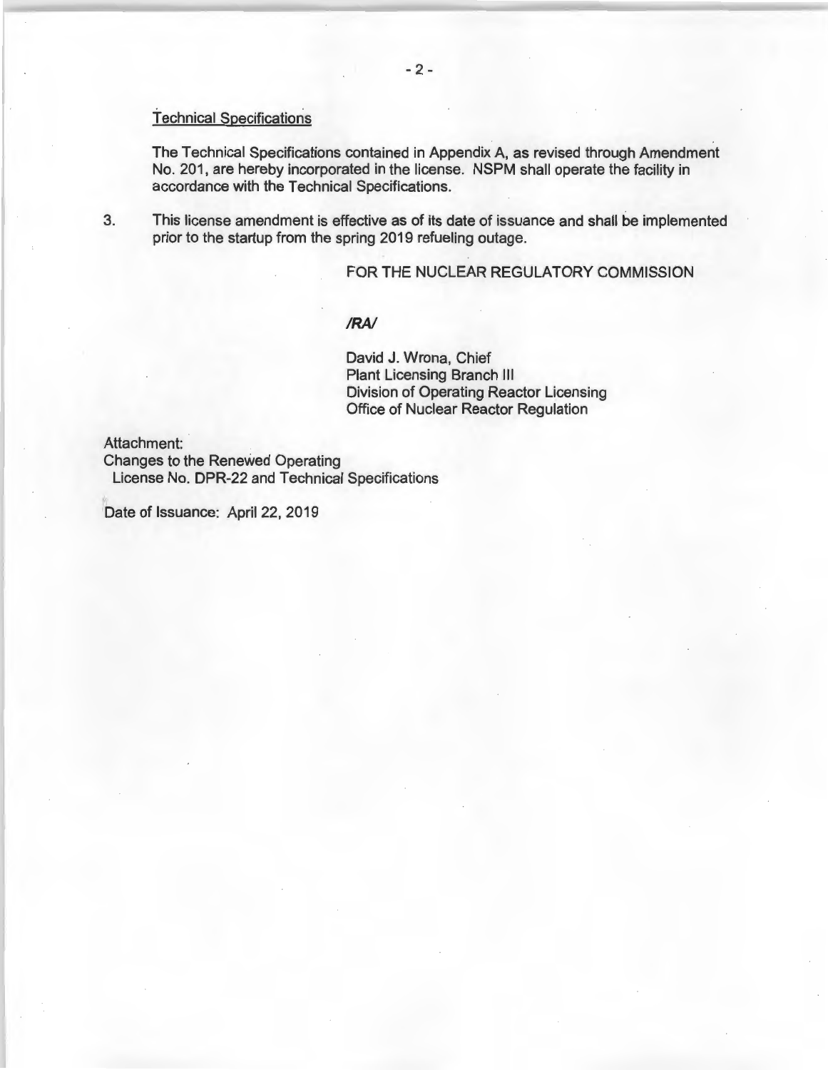Technical Specifications

The Technical Specifications contained in Appendix A, as revised through Amendment No. 201, are hereby incorporated in the license. NSPM shall operate the facility in accordance with the Technical Specifications.

3. This license amendment is effective as of its date of issuance and shall be implemented prior to the startup from the spring 2019 refueling outage.

FOR THE NUCLEAR REGULATORY COMMISSION

*/RA/*

David J. Wrona, Chief
Plant Licensing Branch III
Division of Operating Reactor Licensing
Office of Nuclear Reactor Regulation

Attachment:
Changes to the Renewed Operating
License No. DPR-22 and Technical Specifications

Date of Issuance: April 22, 2019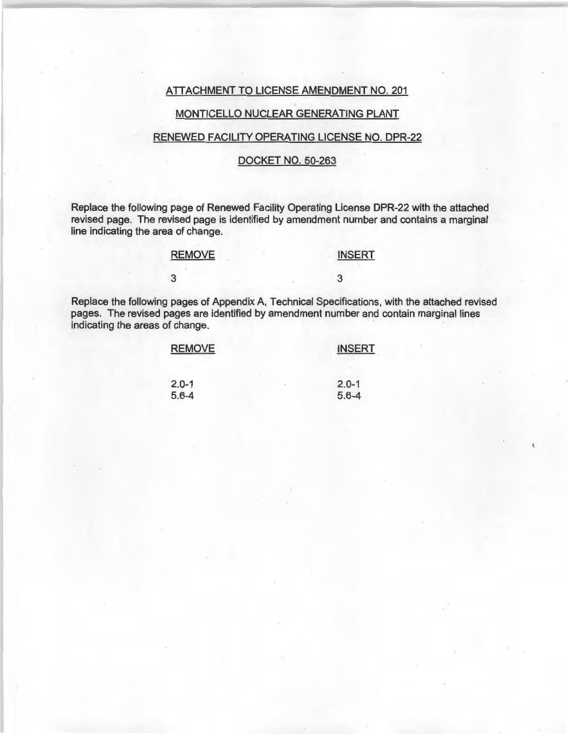ATTACHMENT TO LICENSE AMENDMENT NO. 201

MONTICELLO NUCLEAR GENERATING PLANT

RENEWED FACILITY OPERATING LICENSE NO. DPR-22

DOCKET NO. 50-263

Replace the following page of Renewed Facility Operating License DPR-22 with the attached revised page. The revised page is identified by amendment number and contains a marginal line indicating the area of change.

| REMOVE | INSERT |
| --- | --- |
| 3 | 3 |

Replace the following pages of Appendix A, Technical Specifications, with the attached revised pages. The revised pages are identified by amendment number and contain marginal lines indicating the areas of change.

| REMOVE | INSERT |
| --- | --- |
| 2.0-1 | 2.0-1 |
| 5.6-4 | 5.6-4 |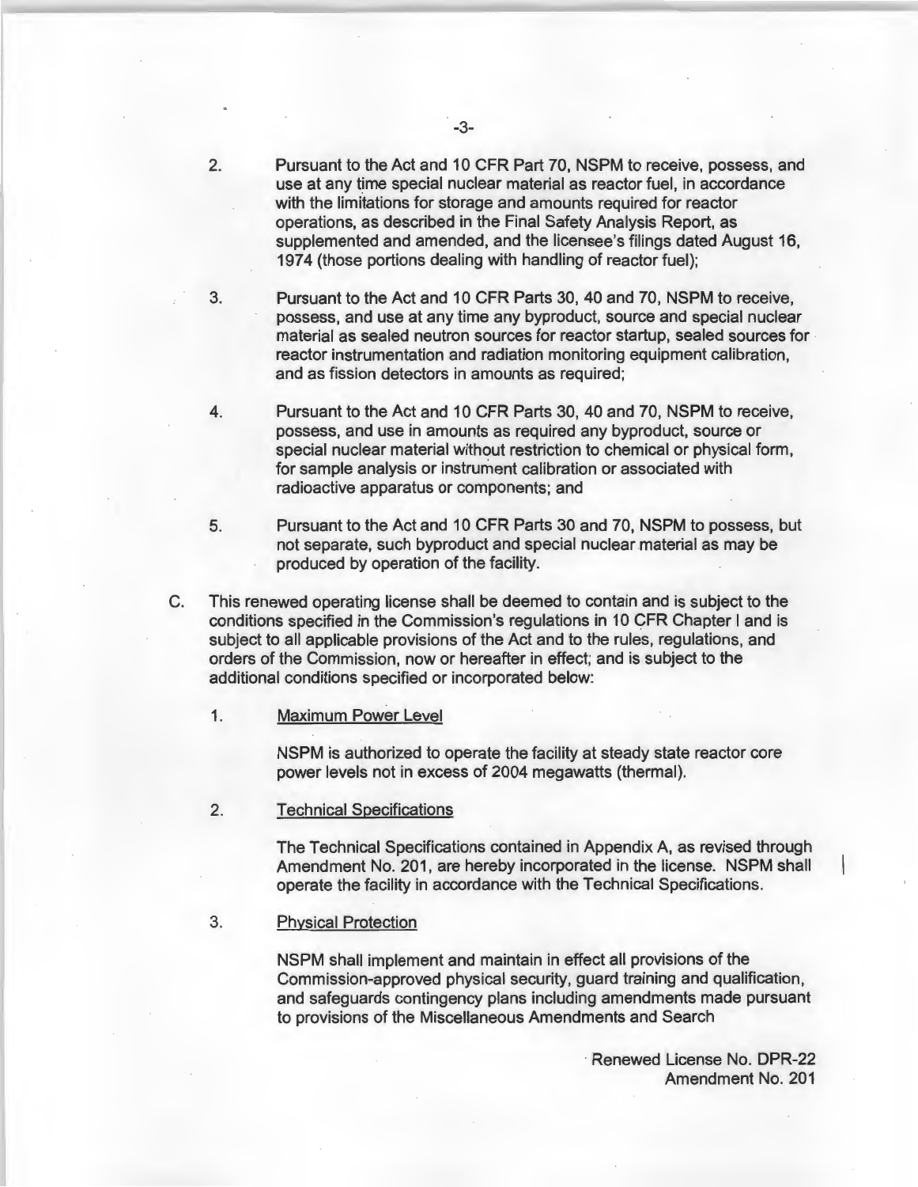2. Pursuant to the Act and 10 CFR Part 70, NSPM to receive, possess, and use at any time special nuclear material as reactor fuel, in accordance with the limitations for storage and amounts required for reactor operations, as described in the Final Safety Analysis Report, as supplemented and amended, and the licensee's filings dated August 16, 1974 (those portions dealing with handling of reactor fuel);

3. Pursuant to the Act and 10 CFR Parts 30, 40 and 70, NSPM to receive, possess, and use at any time any byproduct, source and special nuclear material as sealed neutron sources for reactor startup, sealed sources for reactor instrumentation and radiation monitoring equipment calibration, and as fission detectors in amounts as required;

4. Pursuant to the Act and 10 CFR Parts 30, 40 and 70, NSPM to receive, possess, and use in amounts as required any byproduct, source or special nuclear material without restriction to chemical or physical form, for sample analysis or instrument calibration or associated with radioactive apparatus or components; and

5. Pursuant to the Act and 10 CFR Parts 30 and 70, NSPM to possess, but not separate, such byproduct and special nuclear material as may be produced by operation of the facility.

C. This renewed operating license shall be deemed to contain and is subject to the conditions specified in the Commission's regulations in 10 CFR Chapter I and is subject to all applicable provisions of the Act and to the rules, regulations, and orders of the Commission, now or hereafter in effect; and is subject to the additional conditions specified or incorporated below:

1. Maximum Power Level

   NSPM is authorized to operate the facility at steady state reactor core power levels not in excess of 2004 megawatts (thermal).

2. Technical Specifications

   The Technical Specifications contained in Appendix A, as revised through Amendment No. 201, are hereby incorporated in the license. NSPM shall operate the facility in accordance with the Technical Specifications.

3. Physical Protection

   NSPM shall implement and maintain in effect all provisions of the Commission-approved physical security, guard training and qualification, and safeguards contingency plans including amendments made pursuant to provisions of the Miscellaneous Amendments and Search

Renewed License No. DPR-22
Amendment No. 201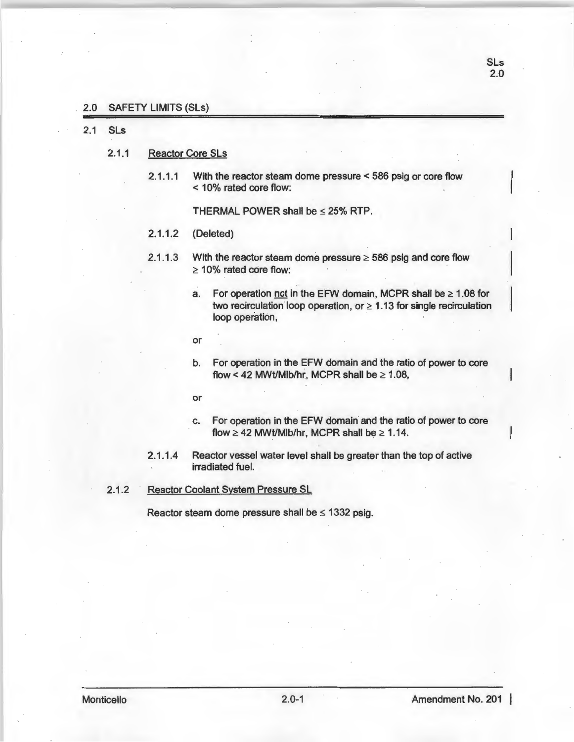## 2.0 SAFETY LIMITS (SLs)

### 2.1 SLs

#### 2.1.1 Reactor Core SLs

2.1.1.1 With the reactor steam dome pressure < 586 psig or core flow < 10% rated core flow:

THERMAL POWER shall be ≤ 25% RTP.

2.1.1.2 (Deleted)

2.1.1.3 With the reactor steam dome pressure ≥ 586 psig and core flow ≥ 10% rated core flow:

a. For operation not in the EFW domain, MCPR shall be ≥ 1.08 for two recirculation loop operation, or ≥ 1.13 for single recirculation loop operation,

or

b. For operation in the EFW domain and the ratio of power to core flow < 42 MWt/Mlb/hr, MCPR shall be ≥ 1.08,

or

c. For operation in the EFW domain and the ratio of power to core flow ≥ 42 MWt/Mlb/hr, MCPR shall be ≥ 1.14.

2.1.1.4 Reactor vessel water level shall be greater than the top of active irradiated fuel.

#### 2.1.2 Reactor Coolant System Pressure SL

Reactor steam dome pressure shall be ≤ 1332 psig.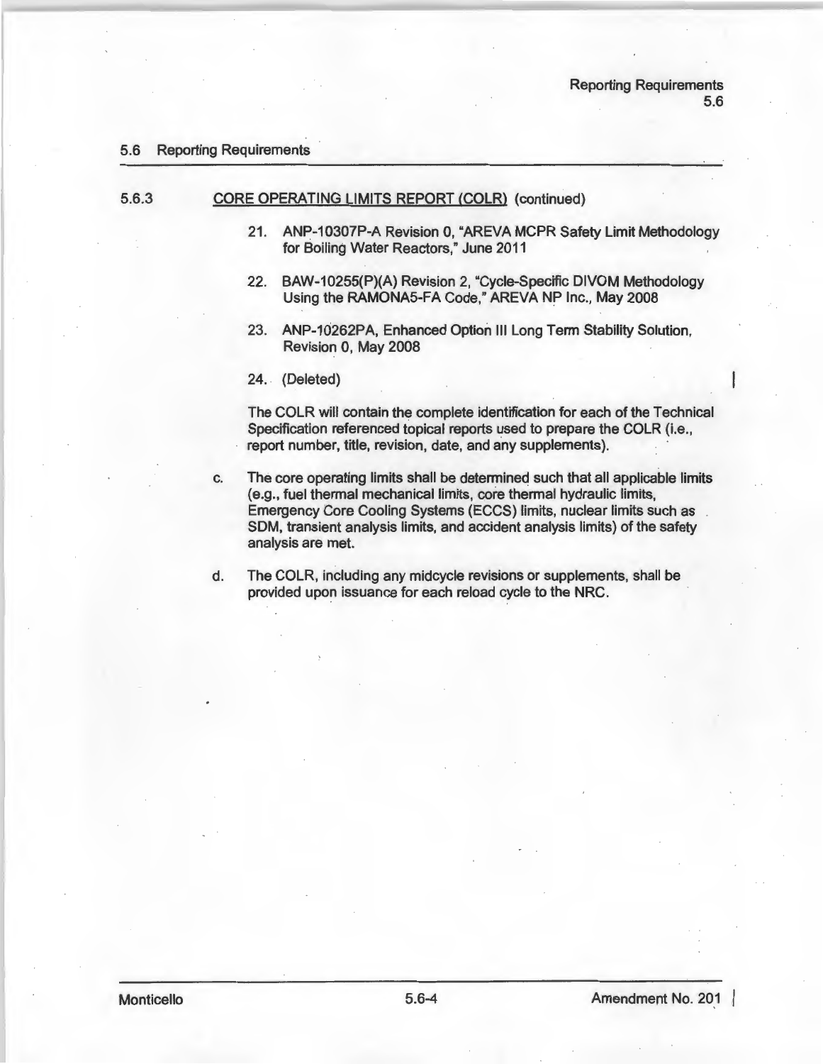## 5.6 Reporting Requirements

### 5.6.3 CORE OPERATING LIMITS REPORT (COLR) (continued)

21. ANP-10307P-A Revision 0, "AREVA MCPR Safety Limit Methodology for Boiling Water Reactors," June 2011

22. BAW-10255(P)(A) Revision 2, "Cycle-Specific DIVOM Methodology Using the RAMONA5-FA Code," AREVA NP Inc., May 2008

23. ANP-10262PA, Enhanced Option III Long Term Stability Solution, Revision 0, May 2008

24. (Deleted)

The COLR will contain the complete identification for each of the Technical Specification referenced topical reports used to prepare the COLR (i.e., report number, title, revision, date, and any supplements).

c. The core operating limits shall be determined such that all applicable limits (e.g., fuel thermal mechanical limits, core thermal hydraulic limits, Emergency Core Cooling Systems (ECCS) limits, nuclear limits such as SDM, transient analysis limits, and accident analysis limits) of the safety analysis are met.

d. The COLR, including any midcycle revisions or supplements, shall be provided upon issuance for each reload cycle to the NRC.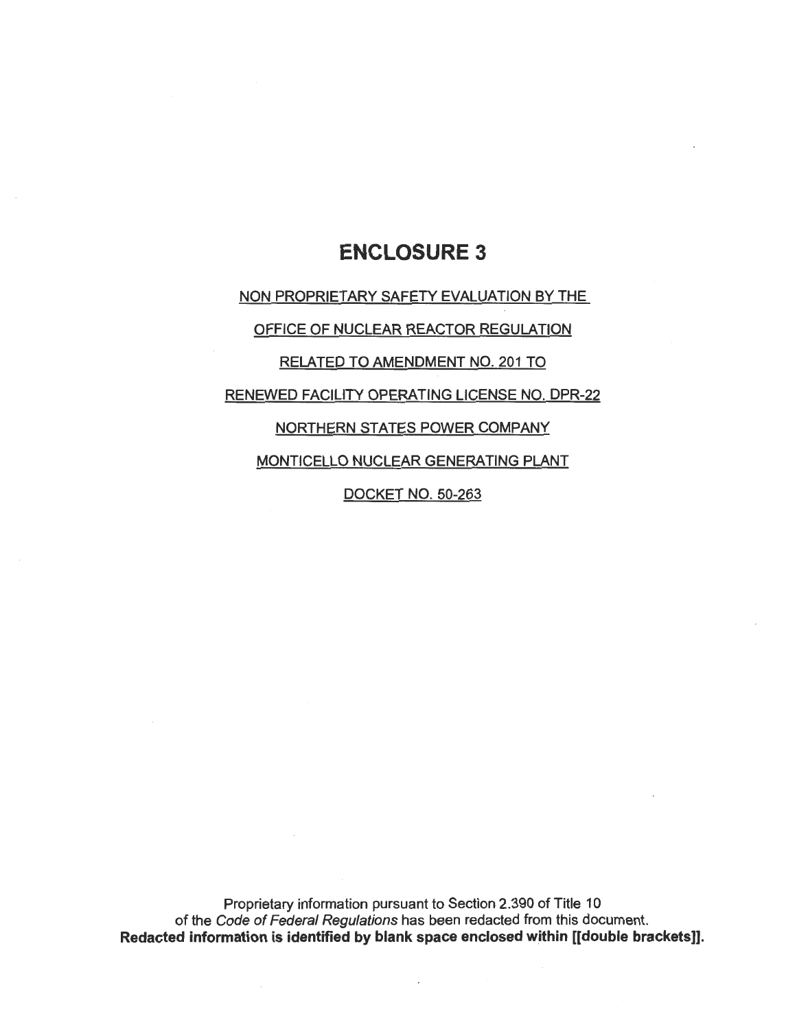# ENCLOSURE 3

NON PROPRIETARY SAFETY EVALUATION BY THE

OFFICE OF NUCLEAR REACTOR REGULATION

RELATED TO AMENDMENT NO. 201 TO

RENEWED FACILITY OPERATING LICENSE NO. DPR-22

NORTHERN STATES POWER COMPANY

MONTICELLO NUCLEAR GENERATING PLANT

DOCKET NO. 50-263

Proprietary information pursuant to Section 2.390 of Title 10 of the *Code of Federal Regulations* has been redacted from this document.
**Redacted information is identified by blank space enclosed within [[double brackets]].**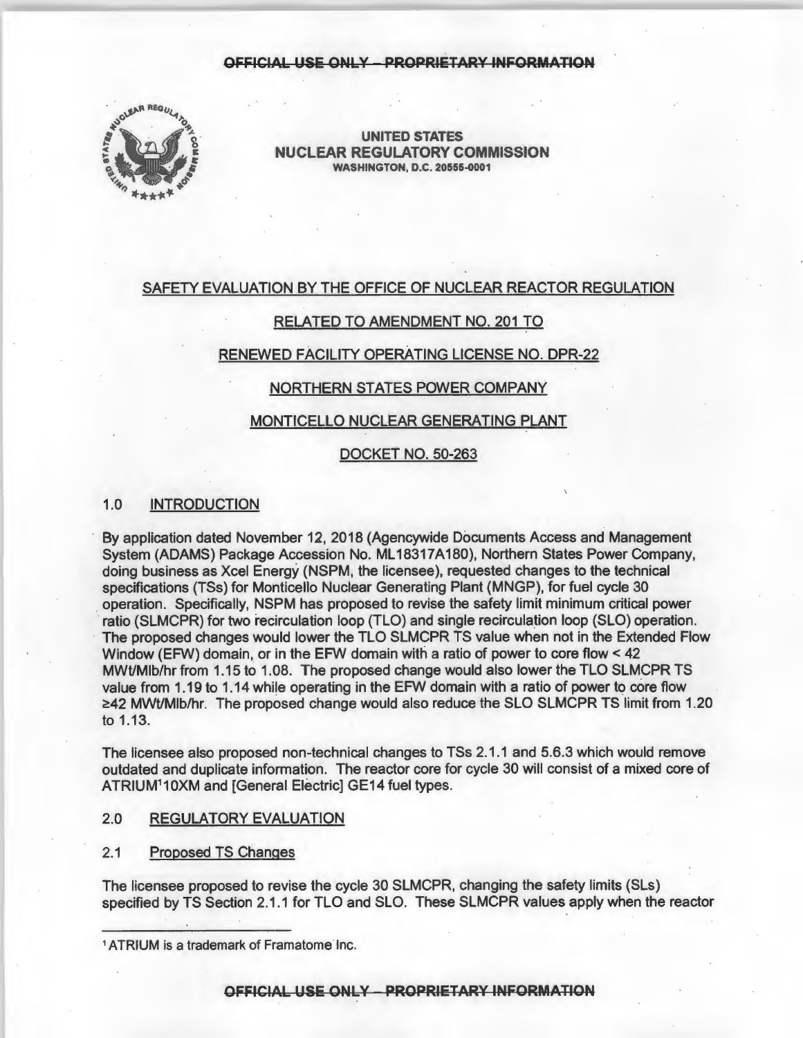UNITED STATES
NUCLEAR REGULATORY COMMISSION
WASHINGTON, D.C. 20555-0001

SAFETY EVALUATION BY THE OFFICE OF NUCLEAR REACTOR REGULATION

RELATED TO AMENDMENT NO. 201 TO

RENEWED FACILITY OPERATING LICENSE NO. DPR-22

NORTHERN STATES POWER COMPANY

MONTICELLO NUCLEAR GENERATING PLANT

DOCKET NO. 50-263

## 1.0 INTRODUCTION

By application dated November 12, 2018 (Agencywide Documents Access and Management System (ADAMS) Package Accession No. ML18317A180), Northern States Power Company, doing business as Xcel Energy (NSPM, the licensee), requested changes to the technical specifications (TSs) for Monticello Nuclear Generating Plant (MNGP), for fuel cycle 30 operation. Specifically, NSPM has proposed to revise the safety limit minimum critical power ratio (SLMCPR) for two recirculation loop (TLO) and single recirculation loop (SLO) operation. The proposed changes would lower the TLO SLMCPR TS value when not in the Extended Flow Window (EFW) domain, or in the EFW domain with a ratio of power to core flow < 42 MWt/Mlb/hr from 1.15 to 1.08. The proposed change would also lower the TLO SLMCPR TS value from 1.19 to 1.14 while operating in the EFW domain with a ratio of power to core flow ≥42 MWt/Mlb/hr. The proposed change would also reduce the SLO SLMCPR TS limit from 1.20 to 1.13.

The licensee also proposed non-technical changes to TSs 2.1.1 and 5.6.3 which would remove outdated and duplicate information. The reactor core for cycle 30 will consist of a mixed core of ATRIUM[1]10XM and [General Electric] GE14 fuel types.

## 2.0 REGULATORY EVALUATION

### 2.1 Proposed TS Changes

The licensee proposed to revise the cycle 30 SLMCPR, changing the safety limits (SLs) specified by TS Section 2.1.1 for TLO and SLO. These SLMCPR values apply when the reactor

[1] ATRIUM is a trademark of Framatome Inc.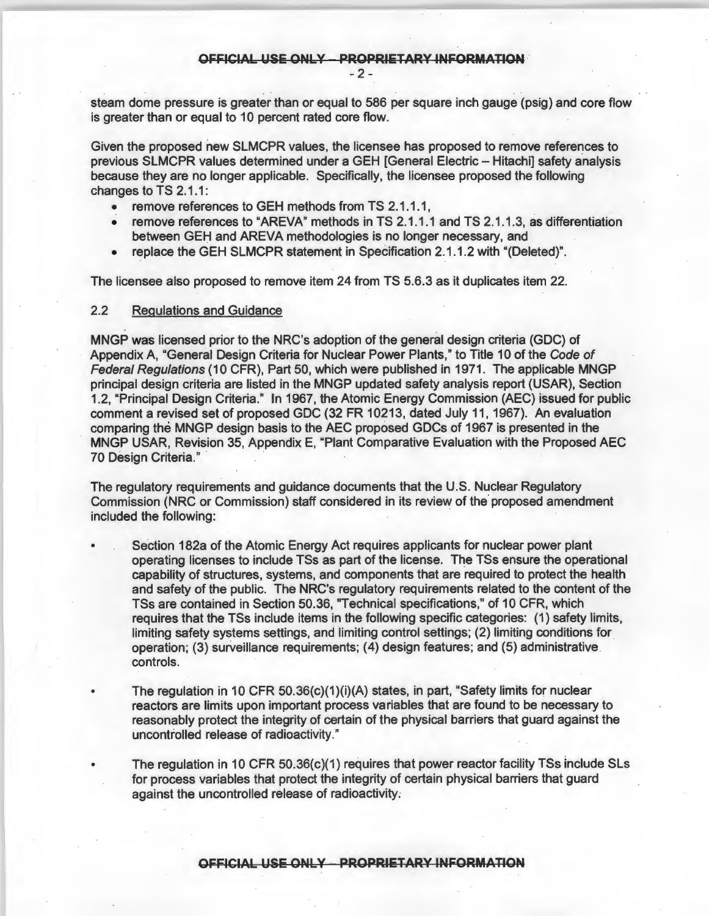steam dome pressure is greater than or equal to 586 per square inch gauge (psig) and core flow is greater than or equal to 10 percent rated core flow.

Given the proposed new SLMCPR values, the licensee has proposed to remove references to previous SLMCPR values determined under a GEH [General Electric – Hitachi] safety analysis because they are no longer applicable. Specifically, the licensee proposed the following changes to TS 2.1.1:

- remove references to GEH methods from TS 2.1.1.1,
- remove references to "AREVA" methods in TS 2.1.1.1 and TS 2.1.1.3, as differentiation between GEH and AREVA methodologies is no longer necessary, and
- replace the GEH SLMCPR statement in Specification 2.1.1.2 with "(Deleted)".

The licensee also proposed to remove item 24 from TS 5.6.3 as it duplicates item 22.

### 2.2 Regulations and Guidance

MNGP was licensed prior to the NRC's adoption of the general design criteria (GDC) of Appendix A, "General Design Criteria for Nuclear Power Plants," to Title 10 of the *Code of Federal Regulations* (10 CFR), Part 50, which were published in 1971. The applicable MNGP principal design criteria are listed in the MNGP updated safety analysis report (USAR), Section 1.2, "Principal Design Criteria." In 1967, the Atomic Energy Commission (AEC) issued for public comment a revised set of proposed GDC (32 FR 10213, dated July 11, 1967). An evaluation comparing the MNGP design basis to the AEC proposed GDCs of 1967 is presented in the MNGP USAR, Revision 35, Appendix E, "Plant Comparative Evaluation with the Proposed AEC 70 Design Criteria."

The regulatory requirements and guidance documents that the U.S. Nuclear Regulatory Commission (NRC or Commission) staff considered in its review of the proposed amendment included the following:

- Section 182a of the Atomic Energy Act requires applicants for nuclear power plant operating licenses to include TSs as part of the license. The TSs ensure the operational capability of structures, systems, and components that are required to protect the health and safety of the public. The NRC's regulatory requirements related to the content of the TSs are contained in Section 50.36, "Technical specifications," of 10 CFR, which requires that the TSs include items in the following specific categories: (1) safety limits, limiting safety systems settings, and limiting control settings; (2) limiting conditions for operation; (3) surveillance requirements; (4) design features; and (5) administrative controls.
- The regulation in 10 CFR 50.36(c)(1)(i)(A) states, in part, "Safety limits for nuclear reactors are limits upon important process variables that are found to be necessary to reasonably protect the integrity of certain of the physical barriers that guard against the uncontrolled release of radioactivity."
- The regulation in 10 CFR 50.36(c)(1) requires that power reactor facility TSs include SLs for process variables that protect the integrity of certain physical barriers that guard against the uncontrolled release of radioactivity.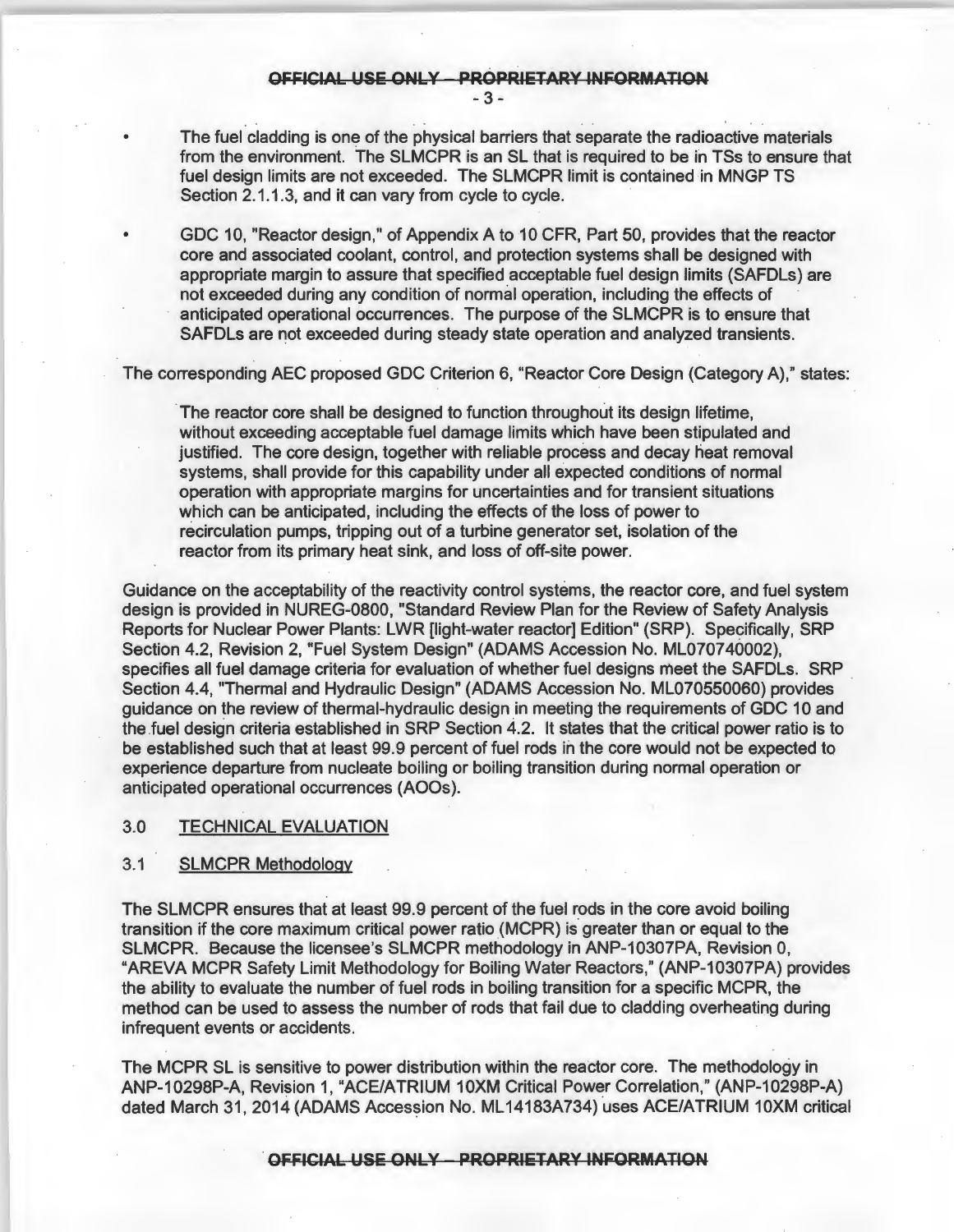- The fuel cladding is one of the physical barriers that separate the radioactive materials from the environment. The SLMCPR is an SL that is required to be in TSs to ensure that fuel design limits are not exceeded. The SLMCPR limit is contained in MNGP TS Section 2.1.1.3, and it can vary from cycle to cycle.

- GDC 10, "Reactor design," of Appendix A to 10 CFR, Part 50, provides that the reactor core and associated coolant, control, and protection systems shall be designed with appropriate margin to assure that specified acceptable fuel design limits (SAFDLs) are not exceeded during any condition of normal operation, including the effects of anticipated operational occurrences. The purpose of the SLMCPR is to ensure that SAFDLs are not exceeded during steady state operation and analyzed transients.

The corresponding AEC proposed GDC Criterion 6, "Reactor Core Design (Category A)," states:

> The reactor core shall be designed to function throughout its design lifetime, without exceeding acceptable fuel damage limits which have been stipulated and justified. The core design, together with reliable process and decay heat removal systems, shall provide for this capability under all expected conditions of normal operation with appropriate margins for uncertainties and for transient situations which can be anticipated, including the effects of the loss of power to recirculation pumps, tripping out of a turbine generator set, isolation of the reactor from its primary heat sink, and loss of off-site power.

Guidance on the acceptability of the reactivity control systems, the reactor core, and fuel system design is provided in NUREG-0800, "Standard Review Plan for the Review of Safety Analysis Reports for Nuclear Power Plants: LWR [light-water reactor] Edition" (SRP). Specifically, SRP Section 4.2, Revision 2, "Fuel System Design" (ADAMS Accession No. ML070740002), specifies all fuel damage criteria for evaluation of whether fuel designs meet the SAFDLs. SRP Section 4.4, "Thermal and Hydraulic Design" (ADAMS Accession No. ML070550060) provides guidance on the review of thermal-hydraulic design in meeting the requirements of GDC 10 and the fuel design criteria established in SRP Section 4.2. It states that the critical power ratio is to be established such that at least 99.9 percent of fuel rods in the core would not be expected to experience departure from nucleate boiling or boiling transition during normal operation or anticipated operational occurrences (AOOs).

## 3.0 TECHNICAL EVALUATION

### 3.1 SLMCPR Methodology

The SLMCPR ensures that at least 99.9 percent of the fuel rods in the core avoid boiling transition if the core maximum critical power ratio (MCPR) is greater than or equal to the SLMCPR. Because the licensee's SLMCPR methodology in ANP-10307PA, Revision 0, "AREVA MCPR Safety Limit Methodology for Boiling Water Reactors," (ANP-10307PA) provides the ability to evaluate the number of fuel rods in boiling transition for a specific MCPR, the method can be used to assess the number of rods that fail due to cladding overheating during infrequent events or accidents.

The MCPR SL is sensitive to power distribution within the reactor core. The methodology in ANP-10298P-A, Revision 1, "ACE/ATRIUM 10XM Critical Power Correlation," (ANP-10298P-A) dated March 31, 2014 (ADAMS Accession No. ML14183A734) uses ACE/ATRIUM 10XM critical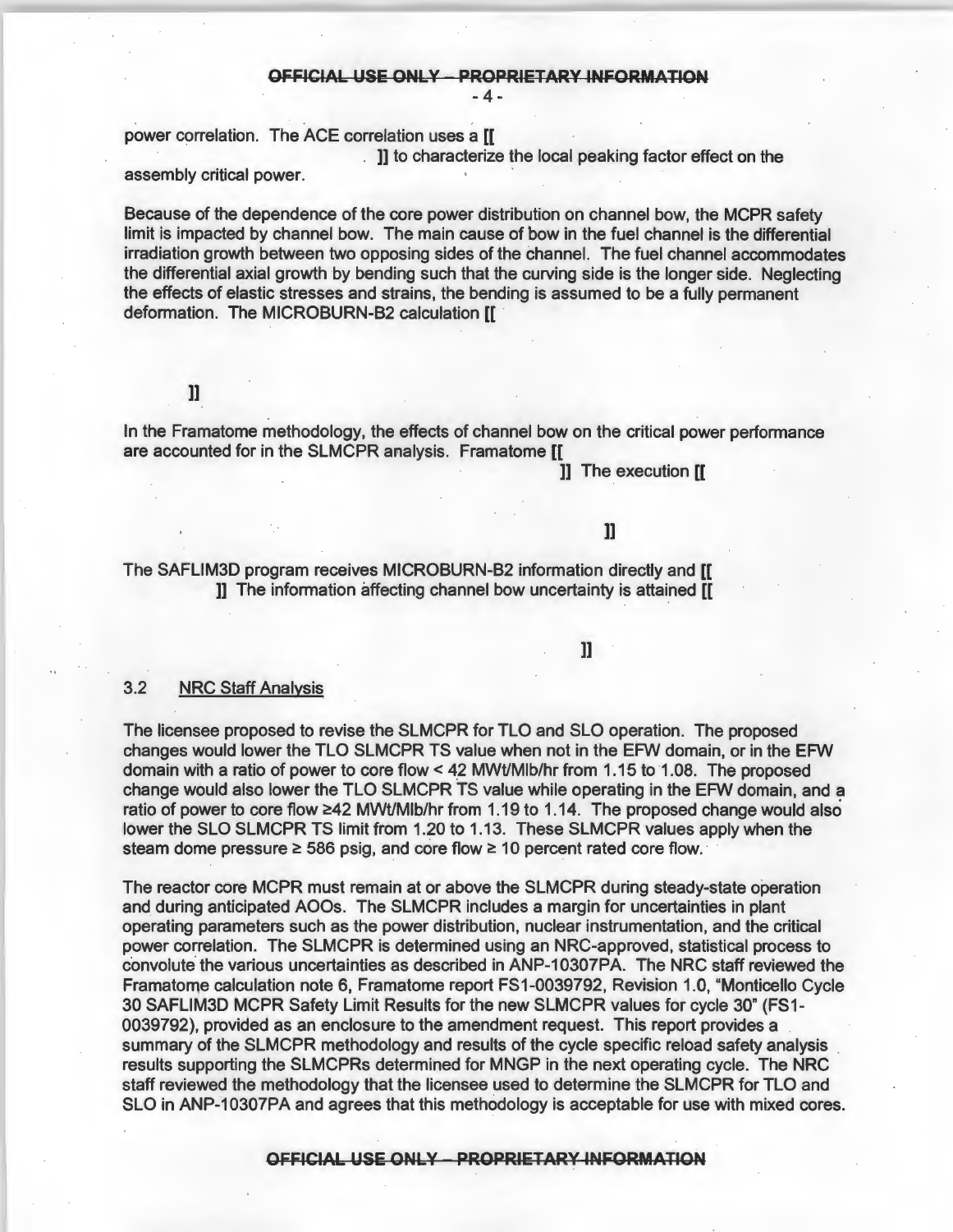power correlation. The ACE correlation uses a [[
]] to characterize the local peaking factor effect on the assembly critical power.

Because of the dependence of the core power distribution on channel bow, the MCPR safety limit is impacted by channel bow. The main cause of bow in the fuel channel is the differential irradiation growth between two opposing sides of the channel. The fuel channel accommodates the differential axial growth by bending such that the curving side is the longer side. Neglecting the effects of elastic stresses and strains, the bending is assumed to be a fully permanent deformation. The MICROBURN-B2 calculation [[

]]

In the Framatome methodology, the effects of channel bow on the critical power performance are accounted for in the SLMCPR analysis. Framatome [[
]] The execution [[

]]

The SAFLIM3D program receives MICROBURN-B2 information directly and [[
]] The information affecting channel bow uncertainty is attained [[

]]

### 3.2 NRC Staff Analysis

The licensee proposed to revise the SLMCPR for TLO and SLO operation. The proposed changes would lower the TLO SLMCPR TS value when not in the EFW domain, or in the EFW domain with a ratio of power to core flow < 42 MWt/Mlb/hr from 1.15 to 1.08. The proposed change would also lower the TLO SLMCPR TS value while operating in the EFW domain, and a ratio of power to core flow ≥42 MWt/Mlb/hr from 1.19 to 1.14. The proposed change would also lower the SLO SLMCPR TS limit from 1.20 to 1.13. These SLMCPR values apply when the steam dome pressure ≥ 586 psig, and core flow ≥ 10 percent rated core flow.

The reactor core MCPR must remain at or above the SLMCPR during steady-state operation and during anticipated AOOs. The SLMCPR includes a margin for uncertainties in plant operating parameters such as the power distribution, nuclear instrumentation, and the critical power correlation. The SLMCPR is determined using an NRC-approved, statistical process to convolute the various uncertainties as described in ANP-10307PA. The NRC staff reviewed the Framatome calculation note 6, Framatome report FS1-0039792, Revision 1.0, "Monticello Cycle 30 SAFLIM3D MCPR Safety Limit Results for the new SLMCPR values for cycle 30" (FS1-0039792), provided as an enclosure to the amendment request. This report provides a summary of the SLMCPR methodology and results of the cycle specific reload safety analysis results supporting the SLMCPRs determined for MNGP in the next operating cycle. The NRC staff reviewed the methodology that the licensee used to determine the SLMCPR for TLO and SLO in ANP-10307PA and agrees that this methodology is acceptable for use with mixed cores.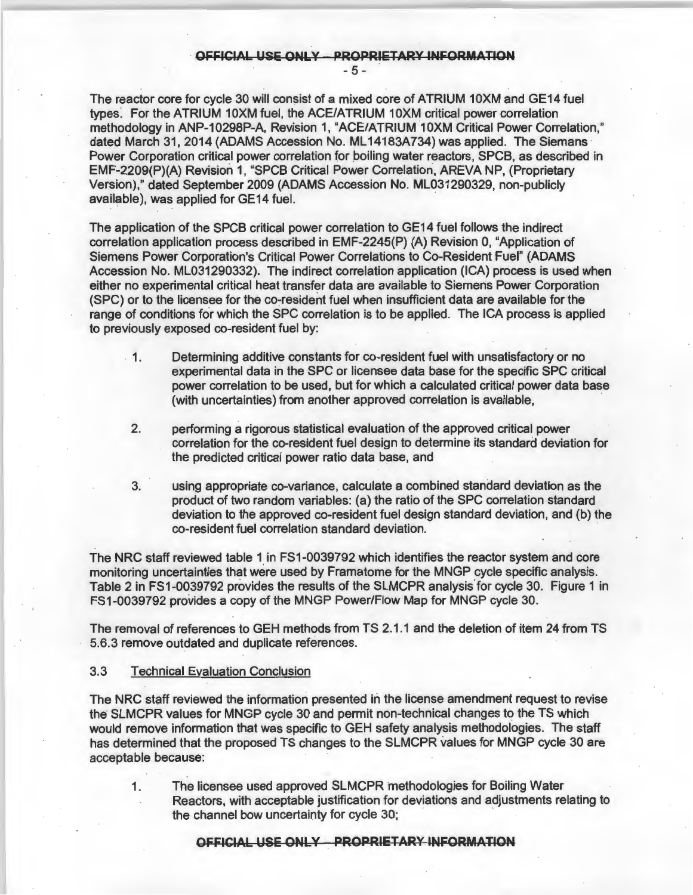The reactor core for cycle 30 will consist of a mixed core of ATRIUM 10XM and GE14 fuel types. For the ATRIUM 10XM fuel, the ACE/ATRIUM 10XM critical power correlation methodology in ANP-10298P-A, Revision 1, "ACE/ATRIUM 10XM Critical Power Correlation," dated March 31, 2014 (ADAMS Accession No. ML14183A734) was applied. The Siemans Power Corporation critical power correlation for boiling water reactors, SPCB, as described in EMF-2209(P)(A) Revision 1, "SPCB Critical Power Correlation, AREVA NP, (Proprietary Version)," dated September 2009 (ADAMS Accession No. ML031290329, non-publicly available), was applied for GE14 fuel.

The application of the SPCB critical power correlation to GE14 fuel follows the indirect correlation application process described in EMF-2245(P) (A) Revision 0, "Application of Siemens Power Corporation's Critical Power Correlations to Co-Resident Fuel" (ADAMS Accession No. ML031290332). The indirect correlation application (ICA) process is used when either no experimental critical heat transfer data are available to Siemens Power Corporation (SPC) or to the licensee for the co-resident fuel when insufficient data are available for the range of conditions for which the SPC correlation is to be applied. The ICA process is applied to previously exposed co-resident fuel by:

1. Determining additive constants for co-resident fuel with unsatisfactory or no experimental data in the SPC or licensee data base for the specific SPC critical power correlation to be used, but for which a calculated critical power data base (with uncertainties) from another approved correlation is available,

2. performing a rigorous statistical evaluation of the approved critical power correlation for the co-resident fuel design to determine its standard deviation for the predicted critical power ratio data base, and

3. using appropriate co-variance, calculate a combined standard deviation as the product of two random variables: (a) the ratio of the SPC correlation standard deviation to the approved co-resident fuel design standard deviation, and (b) the co-resident fuel correlation standard deviation.

The NRC staff reviewed table 1 in FS1-0039792 which identifies the reactor system and core monitoring uncertainties that were used by Framatome for the MNGP cycle specific analysis. Table 2 in FS1-0039792 provides the results of the SLMCPR analysis for cycle 30. Figure 1 in FS1-0039792 provides a copy of the MNGP Power/Flow Map for MNGP cycle 30.

The removal of references to GEH methods from TS 2.1.1 and the deletion of item 24 from TS 5.6.3 remove outdated and duplicate references.

## 3.3 Technical Evaluation Conclusion

The NRC staff reviewed the information presented in the license amendment request to revise the SLMCPR values for MNGP cycle 30 and permit non-technical changes to the TS which would remove information that was specific to GEH safety analysis methodologies. The staff has determined that the proposed TS changes to the SLMCPR values for MNGP cycle 30 are acceptable because:

1. The licensee used approved SLMCPR methodologies for Boiling Water Reactors, with acceptable justification for deviations and adjustments relating to the channel bow uncertainty for cycle 30;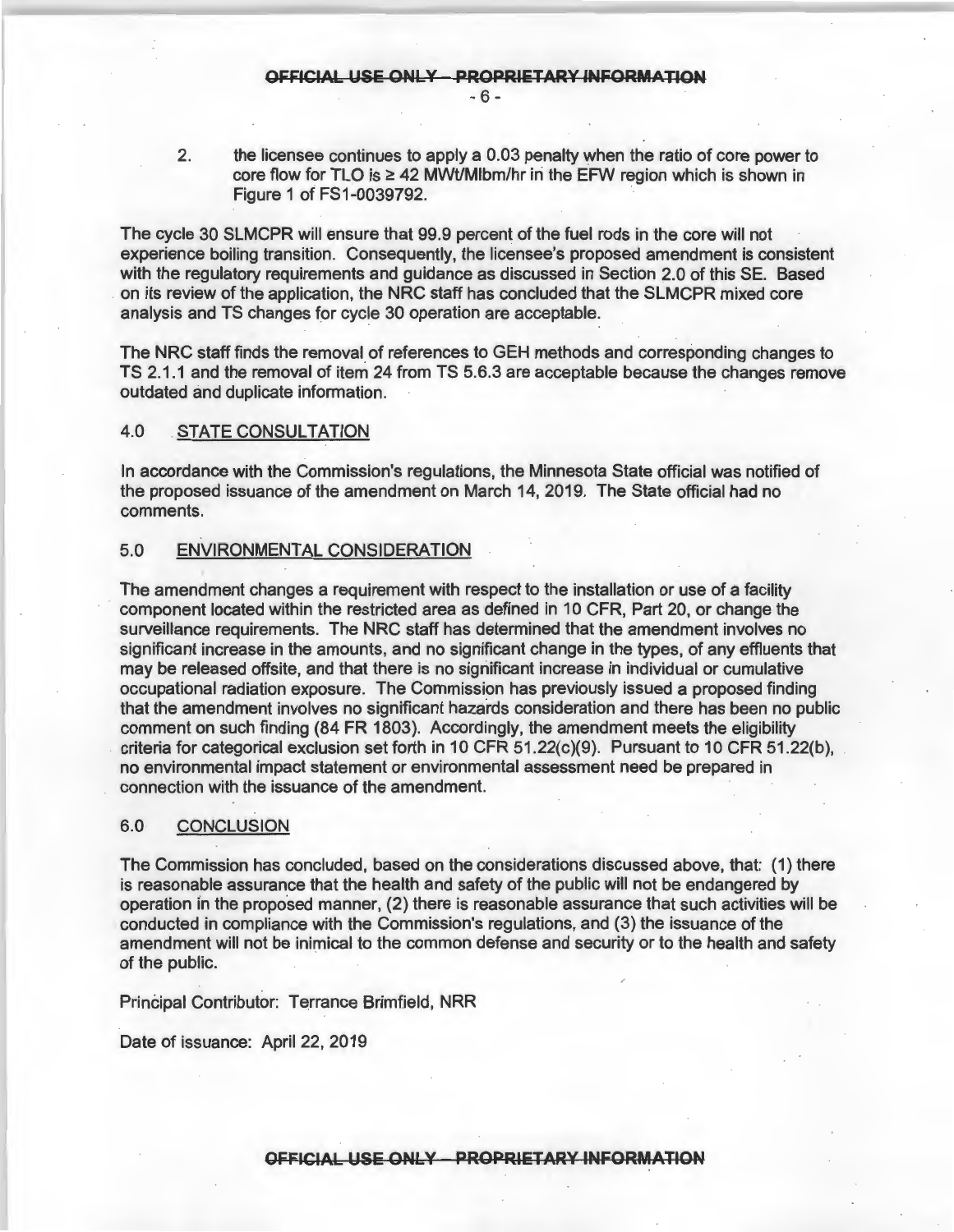2. the licensee continues to apply a 0.03 penalty when the ratio of core power to core flow for TLO is ≥ 42 MWt/Mlbm/hr in the EFW region which is shown in Figure 1 of FS1-0039792.

The cycle 30 SLMCPR will ensure that 99.9 percent of the fuel rods in the core will not experience boiling transition. Consequently, the licensee's proposed amendment is consistent with the regulatory requirements and guidance as discussed in Section 2.0 of this SE. Based on its review of the application, the NRC staff has concluded that the SLMCPR mixed core analysis and TS changes for cycle 30 operation are acceptable.

The NRC staff finds the removal of references to GEH methods and corresponding changes to TS 2.1.1 and the removal of item 24 from TS 5.6.3 are acceptable because the changes remove outdated and duplicate information.

## 4.0 STATE CONSULTATION

In accordance with the Commission's regulations, the Minnesota State official was notified of the proposed issuance of the amendment on March 14, 2019. The State official had no comments.

## 5.0 ENVIRONMENTAL CONSIDERATION

The amendment changes a requirement with respect to the installation or use of a facility component located within the restricted area as defined in 10 CFR, Part 20, or change the surveillance requirements. The NRC staff has determined that the amendment involves no significant increase in the amounts, and no significant change in the types, of any effluents that may be released offsite, and that there is no significant increase in individual or cumulative occupational radiation exposure. The Commission has previously issued a proposed finding that the amendment involves no significant hazards consideration and there has been no public comment on such finding (84 FR 1803). Accordingly, the amendment meets the eligibility criteria for categorical exclusion set forth in 10 CFR 51.22(c)(9). Pursuant to 10 CFR 51.22(b), no environmental impact statement or environmental assessment need be prepared in connection with the issuance of the amendment.

## 6.0 CONCLUSION

The Commission has concluded, based on the considerations discussed above, that: (1) there is reasonable assurance that the health and safety of the public will not be endangered by operation in the proposed manner, (2) there is reasonable assurance that such activities will be conducted in compliance with the Commission's regulations, and (3) the issuance of the amendment will not be inimical to the common defense and security or to the health and safety of the public.

Principal Contributor: Terrance Brimfield, NRR

Date of issuance: April 22, 2019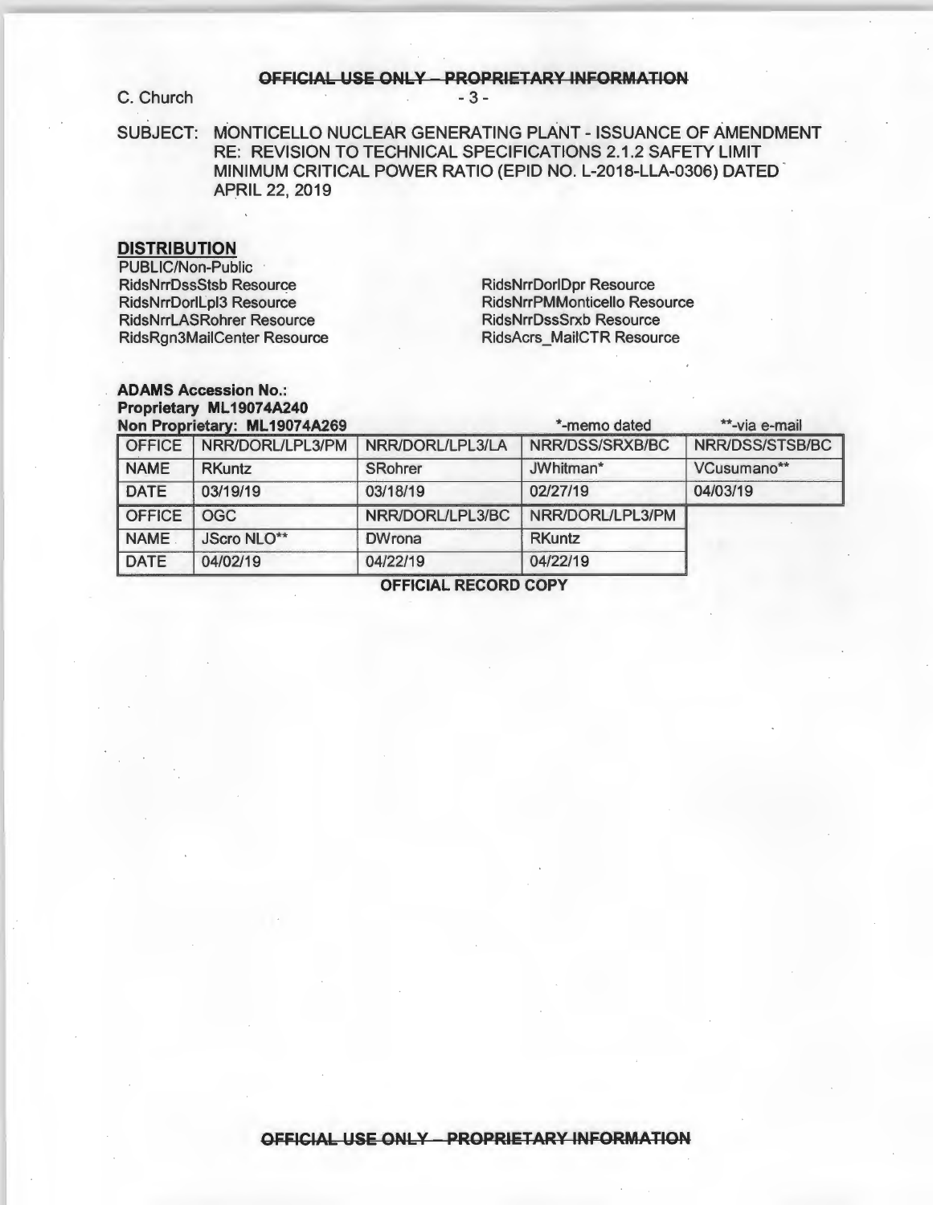OFFICIAL USE ONLY – PROPRIETARY INFORMATION

C. Church

SUBJECT: MONTICELLO NUCLEAR GENERATING PLANT - ISSUANCE OF AMENDMENT RE: REVISION TO TECHNICAL SPECIFICATIONS 2.1.2 SAFETY LIMIT MINIMUM CRITICAL POWER RATIO (EPID NO. L-2018-LLA-0306) DATED APRIL 22, 2019

**DISTRIBUTION**

PUBLIC/Non-Public
RidsNrrDssStsb Resource
RidsNrrDorlLpl3 Resource
RidsNrrLASRohrer Resource
RidsRgn3MailCenter Resource
RidsNrrDorlDpr Resource
RidsNrrPMMonticello Resource
RidsNrrDssSrxb Resource
RidsAcrs_MailCTR Resource

**ADAMS Accession No.:**
**Proprietary ML19074A240**
**Non Proprietary: ML19074A269**

*-memo dated **-via e-mail

| | | | | |
|---|---|---|---|---|
| OFFICE | NRR/DORL/LPL3/PM | NRR/DORL/LPL3/LA | NRR/DSS/SRXB/BC | NRR/DSS/STSB/BC |
| NAME | RKuntz | SRohrer | JWhitman* | VCusumano** |
| DATE | 03/19/19 | 03/18/19 | 02/27/19 | 04/03/19 |
| OFFICE | OGC | NRR/DORL/LPL3/BC | NRR/DORL/LPL3/PM | |
| NAME | JScro NLO** | DWrona | RKuntz | |
| DATE | 04/02/19 | 04/22/19 | 04/22/19 | |

**OFFICIAL RECORD COPY**

OFFICIAL USE ONLY – PROPRIETARY INFORMATION